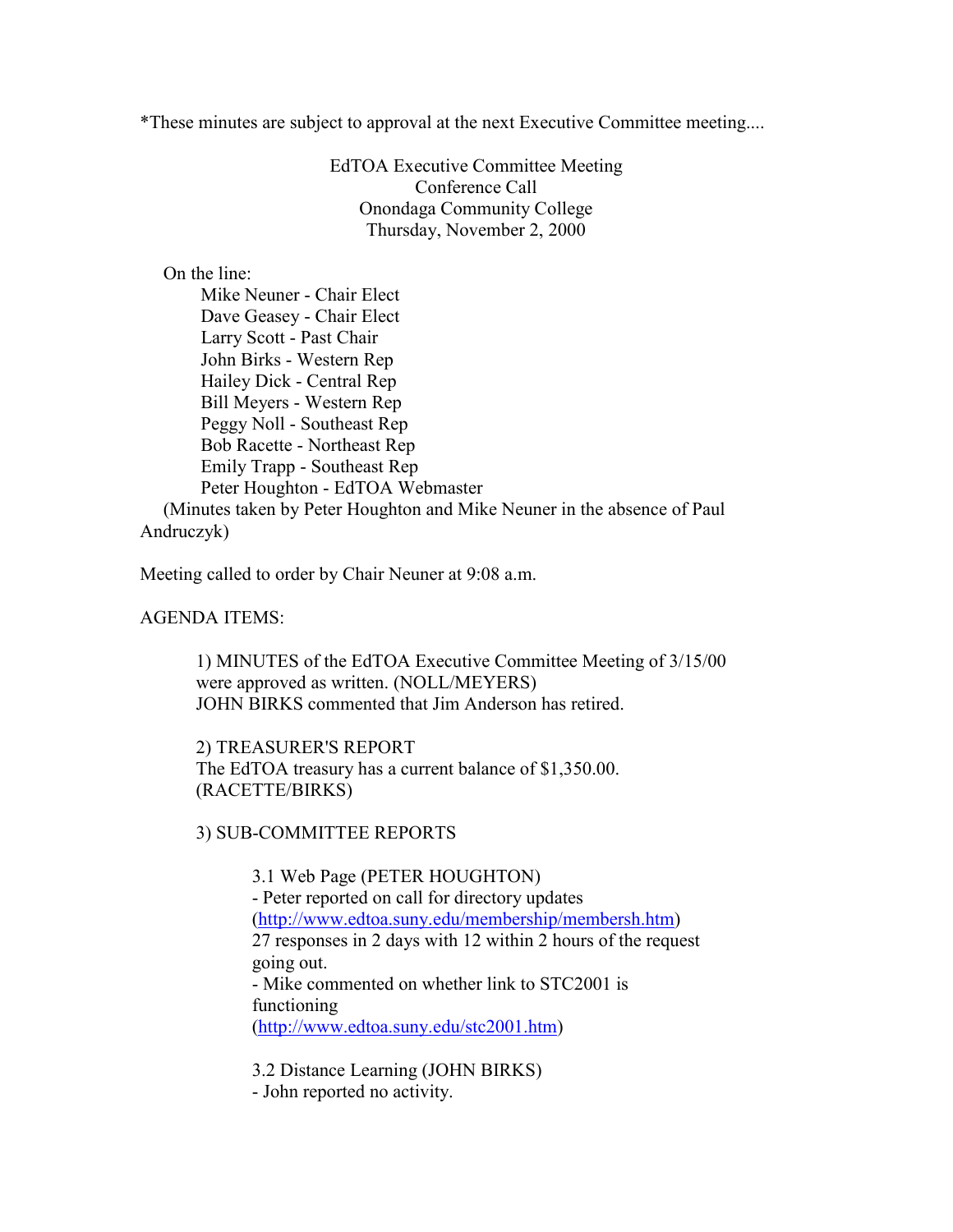*These minutes are subject to approval at the next Executive Committee meeting....

EdTOA Executive Committee Meeting
Conference Call
Onondaga Community College
Thursday, November 2, 2000

On the line:

- Mike Neuner - Chair Elect
- Dave Geasey - Chair Elect
- Larry Scott - Past Chair
- John Birks - Western Rep
- Hailey Dick - Central Rep
- Bill Meyers - Western Rep
- Peggy Noll - Southeast Rep
- Bob Racette - Northeast Rep
- Emily Trapp - Southeast Rep
- Peter Houghton - EdTOA Webmaster

(Minutes taken by Peter Houghton and Mike Neuner in the absence of Paul Andruczyk)

Meeting called to order by Chair Neuner at 9:08 a.m.

AGENDA ITEMS:

1) MINUTES of the EdTOA Executive Committee Meeting of 3/15/00 were approved as written. (NOLL/MEYERS)
JOHN BIRKS commented that Jim Anderson has retired.

2) TREASURER'S REPORT
The EdTOA treasury has a current balance of $1,350.00. (RACETTE/BIRKS)

3) SUB-COMMITTEE REPORTS

3.1 Web Page (PETER HOUGHTON)
- Peter reported on call for directory updates (http://www.edtoa.suny.edu/membership/membersh.htm) 27 responses in 2 days with 12 within 2 hours of the request going out.
- Mike commented on whether link to STC2001 is functioning (http://www.edtoa.suny.edu/stc2001.htm)

3.2 Distance Learning (JOHN BIRKS)
- John reported no activity.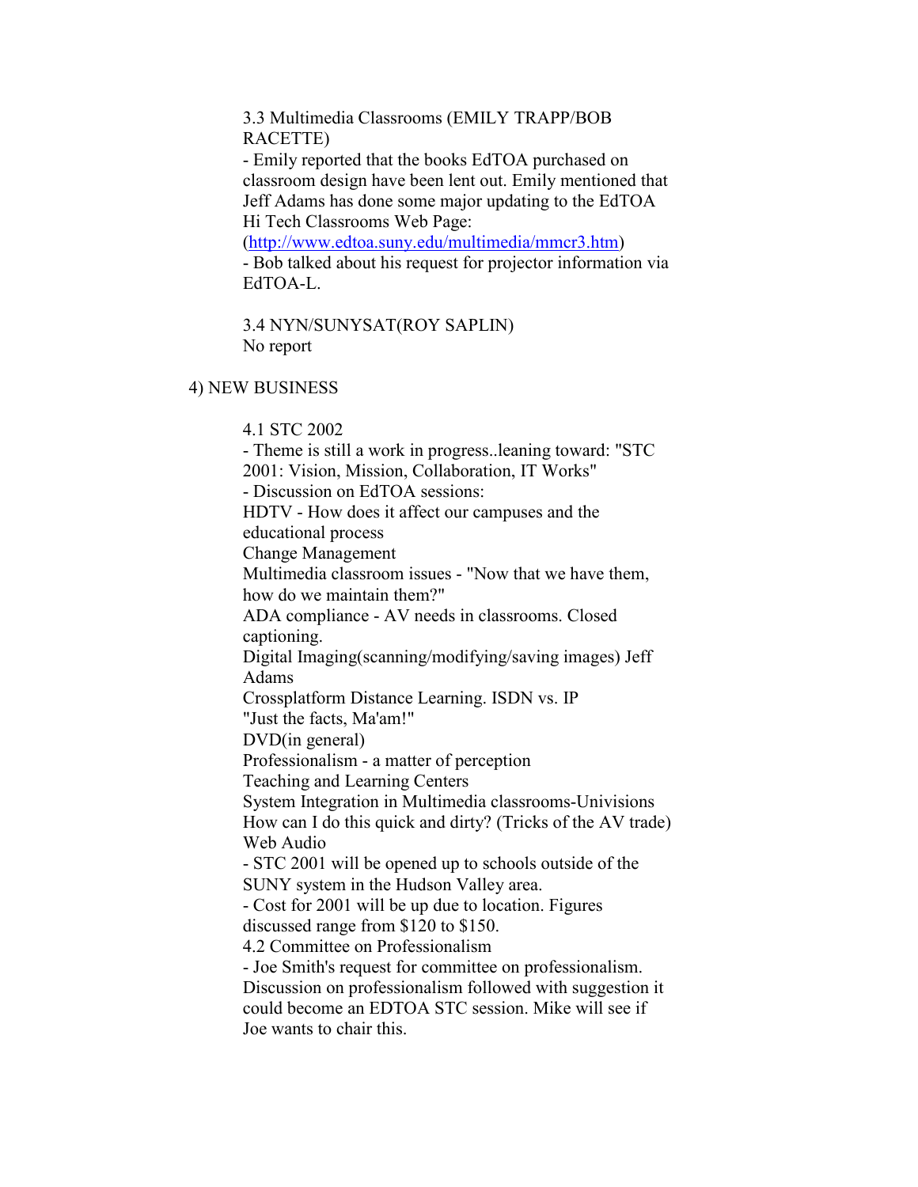3.3 Multimedia Classrooms (EMILY TRAPP/BOB RACETTE)

- Emily reported that the books EdTOA purchased on classroom design have been lent out. Emily mentioned that Jeff Adams has done some major updating to the EdTOA Hi Tech Classrooms Web Page: (http://www.edtoa.suny.edu/multimedia/mmcr3.htm)
- Bob talked about his request for projector information via EdTOA-L.

3.4 NYN/SUNYSAT(ROY SAPLIN)

No report

4) NEW BUSINESS

4.1 STC 2002

- Theme is still a work in progress..leaning toward: "STC 2001: Vision, Mission, Collaboration, IT Works"
- Discussion on EdTOA sessions:

HDTV - How does it affect our campuses and the educational process
Change Management
Multimedia classroom issues - "Now that we have them, how do we maintain them?"
ADA compliance - AV needs in classrooms. Closed captioning.
Digital Imaging(scanning/modifying/saving images) Jeff Adams
Crossplatform Distance Learning. ISDN vs. IP
"Just the facts, Ma'am!"
DVD(in general)
Professionalism - a matter of perception
Teaching and Learning Centers
System Integration in Multimedia classrooms-Univisions
How can I do this quick and dirty? (Tricks of the AV trade)
Web Audio

- STC 2001 will be opened up to schools outside of the SUNY system in the Hudson Valley area.
- Cost for 2001 will be up due to location. Figures discussed range from $120 to $150.

4.2 Committee on Professionalism

- Joe Smith's request for committee on professionalism. Discussion on professionalism followed with suggestion it could become an EDTOA STC session. Mike will see if Joe wants to chair this.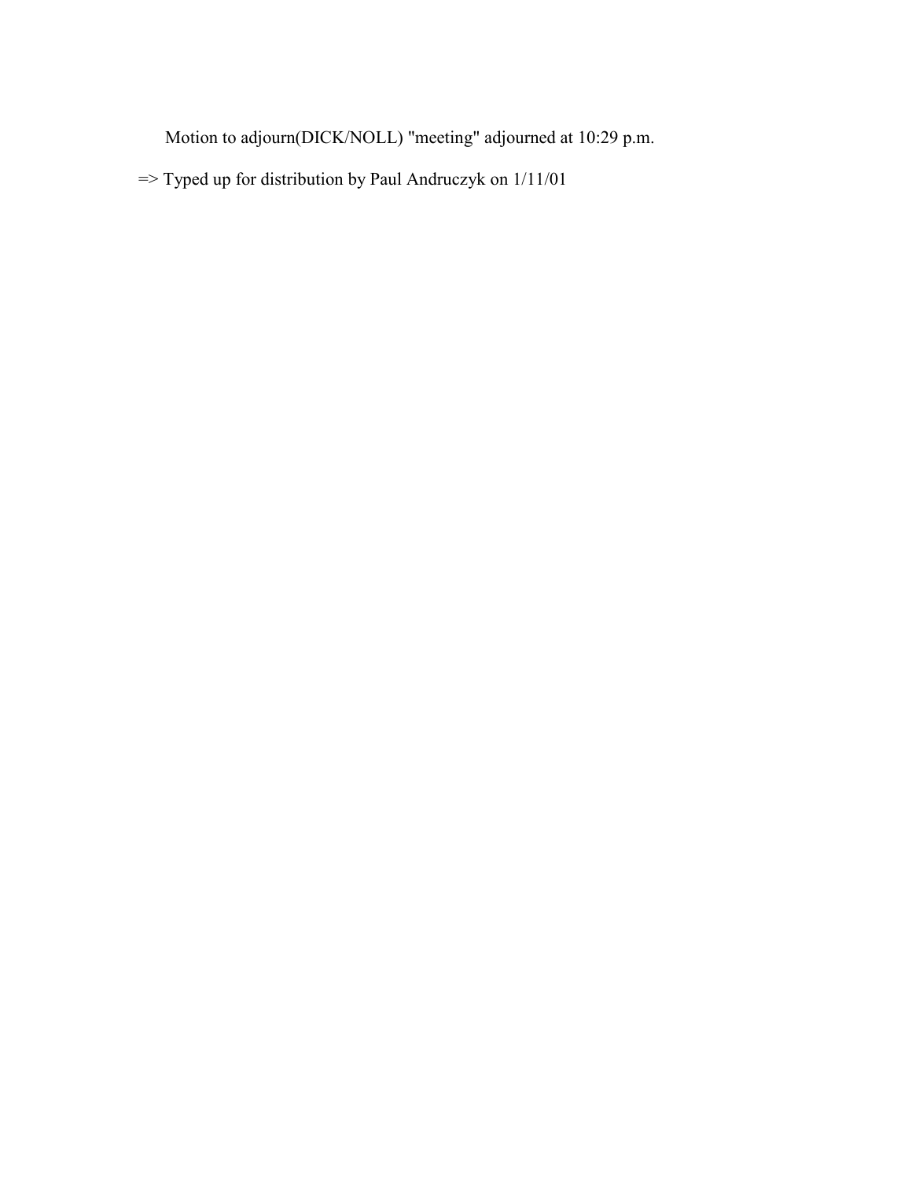Motion to adjourn(DICK/NOLL) "meeting" adjourned at 10:29 p.m.

=> Typed up for distribution by Paul Andruczyk on 1/11/01